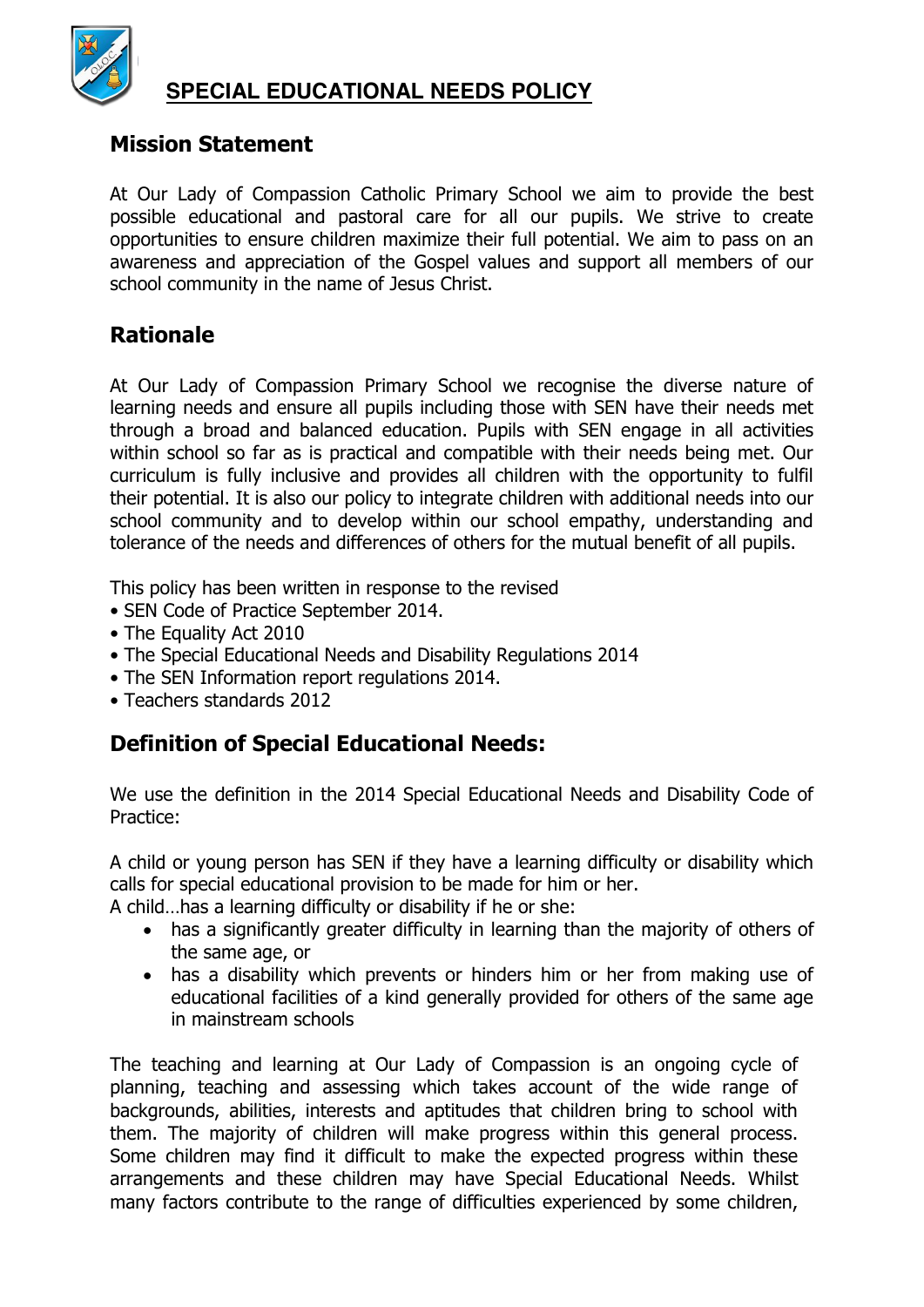# SPECIAL EDUCATIONAL NEEDS POLICY

## Mission Statement

At Our Lady of Compassion Catholic Primary School we aim to provide the best possible educational and pastoral care for all our pupils. We strive to create opportunities to ensure children maximize their full potential. We aim to pass on an awareness and appreciation of the Gospel values and support all members of our school community in the name of Jesus Christ.

## Rationale

At Our Lady of Compassion Primary School we recognise the diverse nature of learning needs and ensure all pupils including those with SEN have their needs met through a broad and balanced education. Pupils with SEN engage in all activities within school so far as is practical and compatible with their needs being met. Our curriculum is fully inclusive and provides all children with the opportunity to fulfil their potential. It is also our policy to integrate children with additional needs into our school community and to develop within our school empathy, understanding and tolerance of the needs and differences of others for the mutual benefit of all pupils.

This policy has been written in response to the revised

- SEN Code of Practice September 2014.
- The Equality Act 2010
- The Special Educational Needs and Disability Regulations 2014
- The SEN Information report regulations 2014.
- Teachers standards 2012

## Definition of Special Educational Needs:

We use the definition in the 2014 Special Educational Needs and Disability Code of Practice:

A child or young person has SEN if they have a learning difficulty or disability which calls for special educational provision to be made for him or her.
A child…has a learning difficulty or disability if he or she:

- has a significantly greater difficulty in learning than the majority of others of the same age, or
- has a disability which prevents or hinders him or her from making use of educational facilities of a kind generally provided for others of the same age in mainstream schools

The teaching and learning at Our Lady of Compassion is an ongoing cycle of planning, teaching and assessing which takes account of the wide range of backgrounds, abilities, interests and aptitudes that children bring to school with them. The majority of children will make progress within this general process. Some children may find it difficult to make the expected progress within these arrangements and these children may have Special Educational Needs. Whilst many factors contribute to the range of difficulties experienced by some children,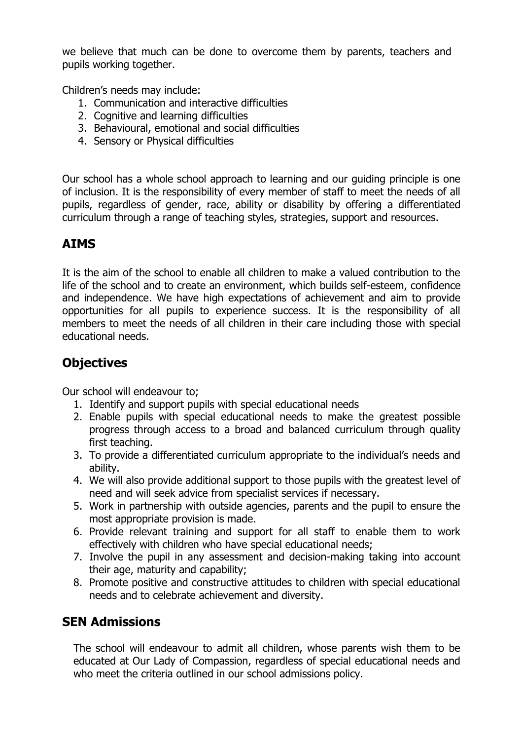we believe that much can be done to overcome them by parents, teachers and pupils working together.

Children's needs may include:

1. Communication and interactive difficulties
2. Cognitive and learning difficulties
3. Behavioural, emotional and social difficulties
4. Sensory or Physical difficulties

Our school has a whole school approach to learning and our guiding principle is one of inclusion. It is the responsibility of every member of staff to meet the needs of all pupils, regardless of gender, race, ability or disability by offering a differentiated curriculum through a range of teaching styles, strategies, support and resources.

## AIMS

It is the aim of the school to enable all children to make a valued contribution to the life of the school and to create an environment, which builds self-esteem, confidence and independence. We have high expectations of achievement and aim to provide opportunities for all pupils to experience success. It is the responsibility of all members to meet the needs of all children in their care including those with special educational needs.

## Objectives

Our school will endeavour to;

1. Identify and support pupils with special educational needs
2. Enable pupils with special educational needs to make the greatest possible progress through access to a broad and balanced curriculum through quality first teaching.
3. To provide a differentiated curriculum appropriate to the individual's needs and ability.
4. We will also provide additional support to those pupils with the greatest level of need and will seek advice from specialist services if necessary.
5. Work in partnership with outside agencies, parents and the pupil to ensure the most appropriate provision is made.
6. Provide relevant training and support for all staff to enable them to work effectively with children who have special educational needs;
7. Involve the pupil in any assessment and decision-making taking into account their age, maturity and capability;
8. Promote positive and constructive attitudes to children with special educational needs and to celebrate achievement and diversity.

## SEN Admissions

The school will endeavour to admit all children, whose parents wish them to be educated at Our Lady of Compassion, regardless of special educational needs and who meet the criteria outlined in our school admissions policy.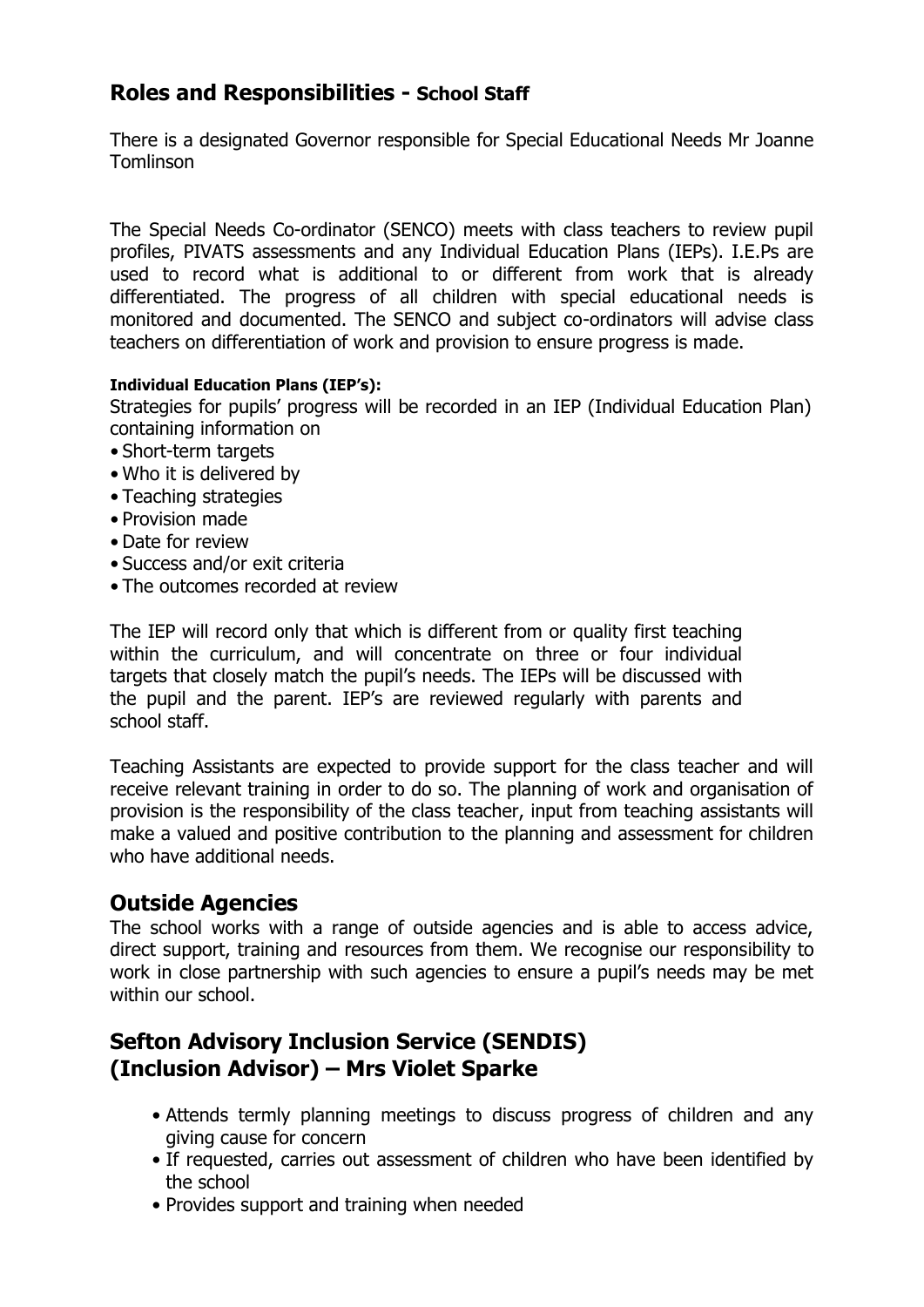## Roles and Responsibilities - School Staff

There is a designated Governor responsible for Special Educational Needs Mr Joanne Tomlinson

The Special Needs Co-ordinator (SENCO) meets with class teachers to review pupil profiles, PIVATS assessments and any Individual Education Plans (IEPs). I.E.Ps are used to record what is additional to or different from work that is already differentiated. The progress of all children with special educational needs is monitored and documented. The SENCO and subject co-ordinators will advise class teachers on differentiation of work and provision to ensure progress is made.

#### Individual Education Plans (IEP's):

Strategies for pupils' progress will be recorded in an IEP (Individual Education Plan) containing information on

- Short-term targets
- Who it is delivered by
- Teaching strategies
- Provision made
- Date for review
- Success and/or exit criteria
- The outcomes recorded at review

The IEP will record only that which is different from or quality first teaching within the curriculum, and will concentrate on three or four individual targets that closely match the pupil's needs. The IEPs will be discussed with the pupil and the parent. IEP's are reviewed regularly with parents and school staff.

Teaching Assistants are expected to provide support for the class teacher and will receive relevant training in order to do so. The planning of work and organisation of provision is the responsibility of the class teacher, input from teaching assistants will make a valued and positive contribution to the planning and assessment for children who have additional needs.

## Outside Agencies

The school works with a range of outside agencies and is able to access advice, direct support, training and resources from them. We recognise our responsibility to work in close partnership with such agencies to ensure a pupil's needs may be met within our school.

## Sefton Advisory Inclusion Service (SENDIS) (Inclusion Advisor) – Mrs Violet Sparke

- Attends termly planning meetings to discuss progress of children and any giving cause for concern
- If requested, carries out assessment of children who have been identified by the school
- Provides support and training when needed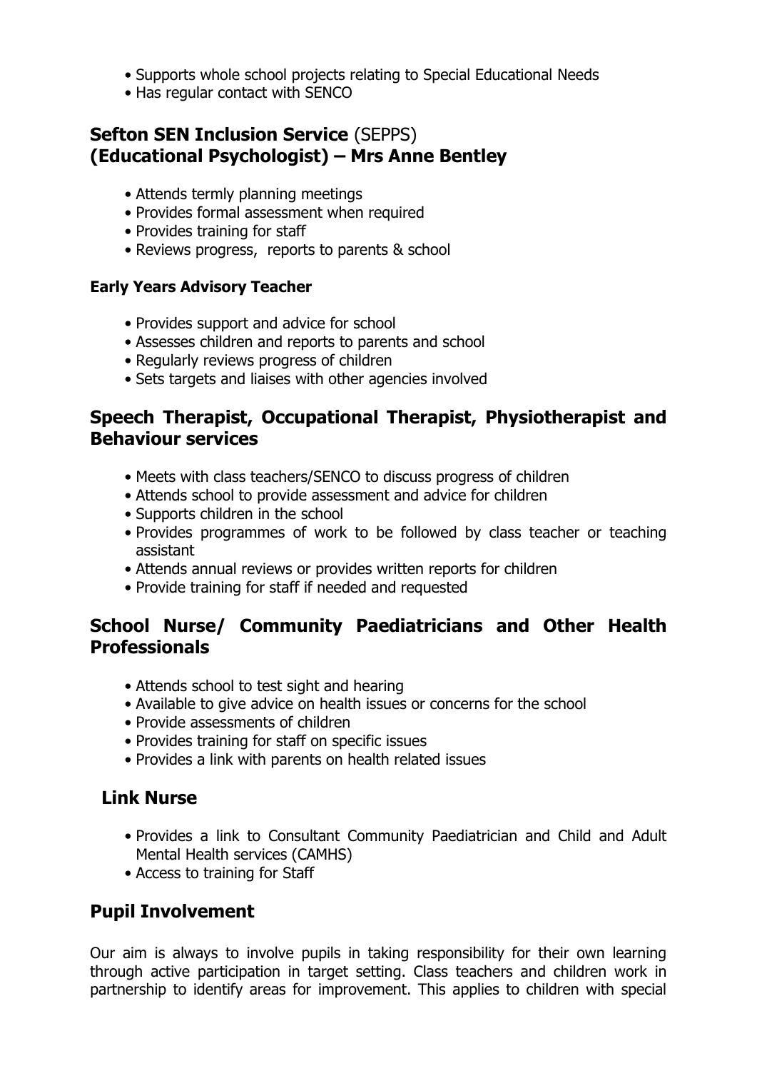- Supports whole school projects relating to Special Educational Needs
- Has regular contact with SENCO

## **Sefton SEN Inclusion Service** (SEPPS) **(Educational Psychologist) – Mrs Anne Bentley**

- Attends termly planning meetings
- Provides formal assessment when required
- Provides training for staff
- Reviews progress, reports to parents & school

#### Early Years Advisory Teacher

- Provides support and advice for school
- Assesses children and reports to parents and school
- Regularly reviews progress of children
- Sets targets and liaises with other agencies involved

## Speech Therapist, Occupational Therapist, Physiotherapist and Behaviour services

- Meets with class teachers/SENCO to discuss progress of children
- Attends school to provide assessment and advice for children
- Supports children in the school
- Provides programmes of work to be followed by class teacher or teaching assistant
- Attends annual reviews or provides written reports for children
- Provide training for staff if needed and requested

## School Nurse/ Community Paediatricians and Other Health Professionals

- Attends school to test sight and hearing
- Available to give advice on health issues or concerns for the school
- Provide assessments of children
- Provides training for staff on specific issues
- Provides a link with parents on health related issues

## Link Nurse

- Provides a link to Consultant Community Paediatrician and Child and Adult Mental Health services (CAMHS)
- Access to training for Staff

## Pupil Involvement

Our aim is always to involve pupils in taking responsibility for their own learning through active participation in target setting. Class teachers and children work in partnership to identify areas for improvement. This applies to children with special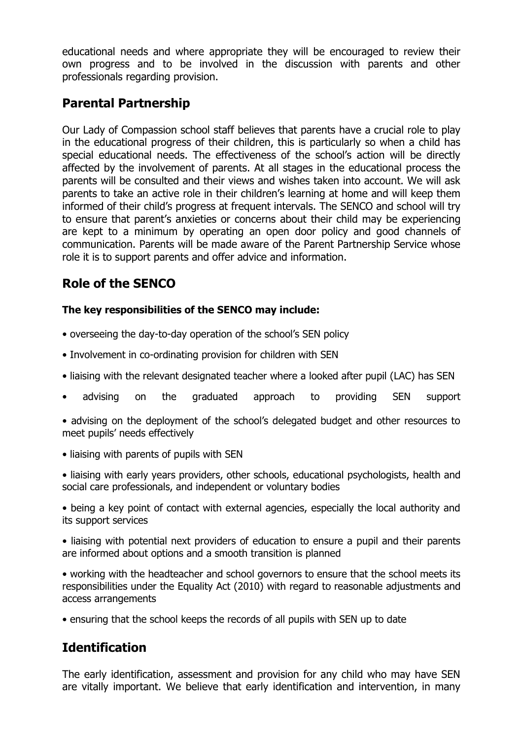educational needs and where appropriate they will be encouraged to review their own progress and to be involved in the discussion with parents and other professionals regarding provision.

## Parental Partnership

Our Lady of Compassion school staff believes that parents have a crucial role to play in the educational progress of their children, this is particularly so when a child has special educational needs. The effectiveness of the school's action will be directly affected by the involvement of parents. At all stages in the educational process the parents will be consulted and their views and wishes taken into account. We will ask parents to take an active role in their children's learning at home and will keep them informed of their child's progress at frequent intervals. The SENCO and school will try to ensure that parent's anxieties or concerns about their child may be experiencing are kept to a minimum by operating an open door policy and good channels of communication. Parents will be made aware of the Parent Partnership Service whose role it is to support parents and offer advice and information.

## Role of the SENCO

**The key responsibilities of the SENCO may include:**

- overseeing the day-to-day operation of the school's SEN policy
- Involvement in co-ordinating provision for children with SEN
- liaising with the relevant designated teacher where a looked after pupil (LAC) has SEN
- advising on the graduated approach to providing SEN support
- advising on the deployment of the school's delegated budget and other resources to meet pupils' needs effectively
- liaising with parents of pupils with SEN
- liaising with early years providers, other schools, educational psychologists, health and social care professionals, and independent or voluntary bodies
- being a key point of contact with external agencies, especially the local authority and its support services
- liaising with potential next providers of education to ensure a pupil and their parents are informed about options and a smooth transition is planned
- working with the headteacher and school governors to ensure that the school meets its responsibilities under the Equality Act (2010) with regard to reasonable adjustments and access arrangements
- ensuring that the school keeps the records of all pupils with SEN up to date

## Identification

The early identification, assessment and provision for any child who may have SEN are vitally important. We believe that early identification and intervention, in many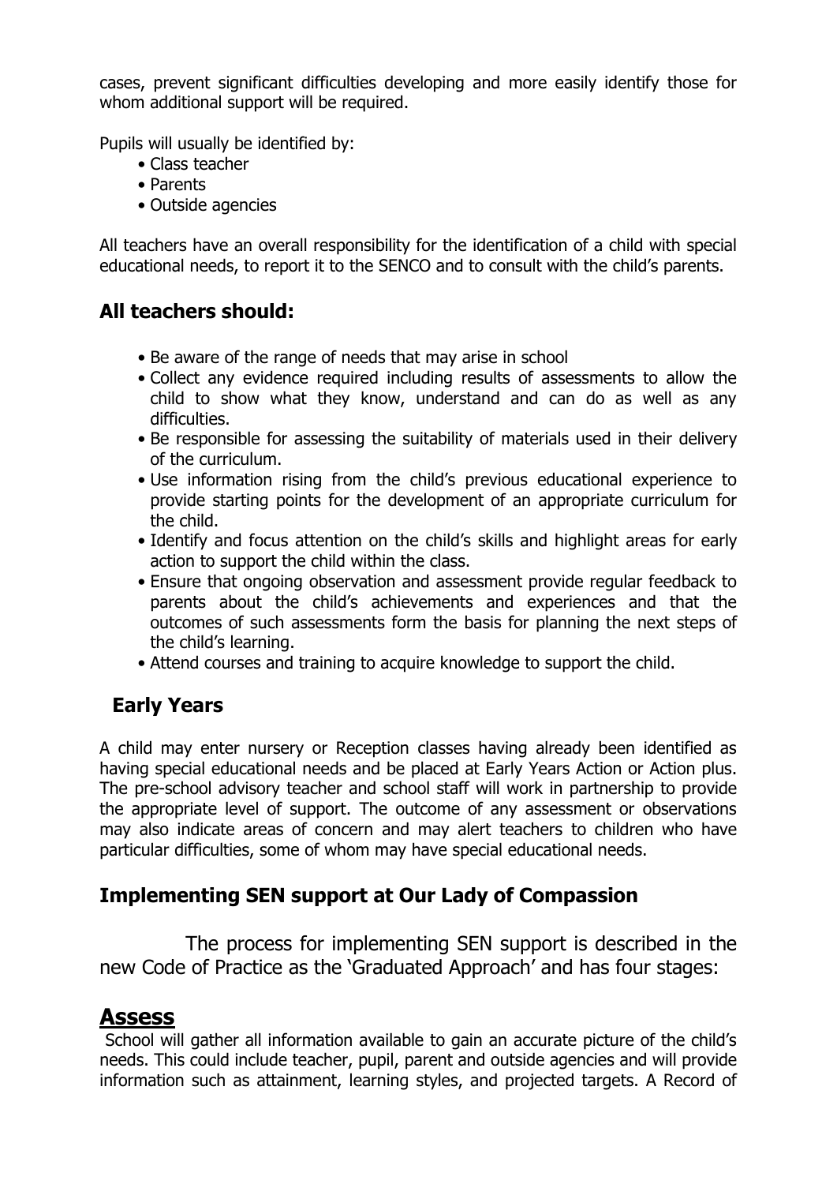cases, prevent significant difficulties developing and more easily identify those for whom additional support will be required.

Pupils will usually be identified by:

- Class teacher
- Parents
- Outside agencies

All teachers have an overall responsibility for the identification of a child with special educational needs, to report it to the SENCO and to consult with the child's parents.

## All teachers should:

- Be aware of the range of needs that may arise in school
- Collect any evidence required including results of assessments to allow the child to show what they know, understand and can do as well as any difficulties.
- Be responsible for assessing the suitability of materials used in their delivery of the curriculum.
- Use information rising from the child's previous educational experience to provide starting points for the development of an appropriate curriculum for the child.
- Identify and focus attention on the child's skills and highlight areas for early action to support the child within the class.
- Ensure that ongoing observation and assessment provide regular feedback to parents about the child's achievements and experiences and that the outcomes of such assessments form the basis for planning the next steps of the child's learning.
- Attend courses and training to acquire knowledge to support the child.

## Early Years

A child may enter nursery or Reception classes having already been identified as having special educational needs and be placed at Early Years Action or Action plus. The pre-school advisory teacher and school staff will work in partnership to provide the appropriate level of support. The outcome of any assessment or observations may also indicate areas of concern and may alert teachers to children who have particular difficulties, some of whom may have special educational needs.

## Implementing SEN support at Our Lady of Compassion

The process for implementing SEN support is described in the new Code of Practice as the 'Graduated Approach' and has four stages:

## Assess

School will gather all information available to gain an accurate picture of the child's needs. This could include teacher, pupil, parent and outside agencies and will provide information such as attainment, learning styles, and projected targets. A Record of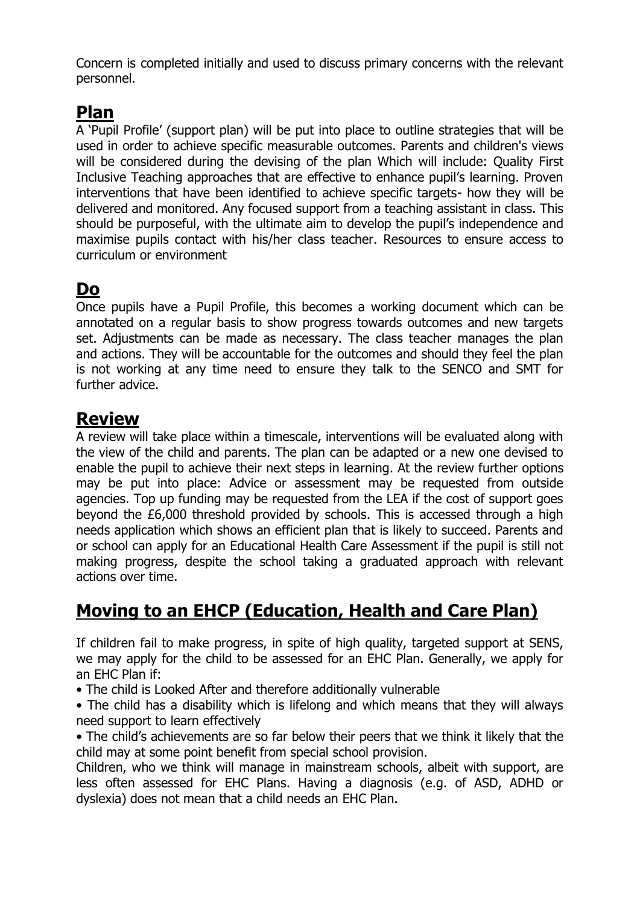Concern is completed initially and used to discuss primary concerns with the relevant personnel.

## Plan

A 'Pupil Profile' (support plan) will be put into place to outline strategies that will be used in order to achieve specific measurable outcomes. Parents and children's views will be considered during the devising of the plan Which will include: Quality First Inclusive Teaching approaches that are effective to enhance pupil's learning. Proven interventions that have been identified to achieve specific targets- how they will be delivered and monitored. Any focused support from a teaching assistant in class. This should be purposeful, with the ultimate aim to develop the pupil's independence and maximise pupils contact with his/her class teacher. Resources to ensure access to curriculum or environment

## Do

Once pupils have a Pupil Profile, this becomes a working document which can be annotated on a regular basis to show progress towards outcomes and new targets set. Adjustments can be made as necessary. The class teacher manages the plan and actions. They will be accountable for the outcomes and should they feel the plan is not working at any time need to ensure they talk to the SENCO and SMT for further advice.

## Review

A review will take place within a timescale, interventions will be evaluated along with the view of the child and parents. The plan can be adapted or a new one devised to enable the pupil to achieve their next steps in learning. At the review further options may be put into place: Advice or assessment may be requested from outside agencies. Top up funding may be requested from the LEA if the cost of support goes beyond the £6,000 threshold provided by schools. This is accessed through a high needs application which shows an efficient plan that is likely to succeed. Parents and or school can apply for an Educational Health Care Assessment if the pupil is still not making progress, despite the school taking a graduated approach with relevant actions over time.

## Moving to an EHCP (Education, Health and Care Plan)

If children fail to make progress, in spite of high quality, targeted support at SENS, we may apply for the child to be assessed for an EHC Plan. Generally, we apply for an EHC Plan if:

- The child is Looked After and therefore additionally vulnerable
- The child has a disability which is lifelong and which means that they will always need support to learn effectively
- The child's achievements are so far below their peers that we think it likely that the child may at some point benefit from special school provision.

Children, who we think will manage in mainstream schools, albeit with support, are less often assessed for EHC Plans. Having a diagnosis (e.g. of ASD, ADHD or dyslexia) does not mean that a child needs an EHC Plan.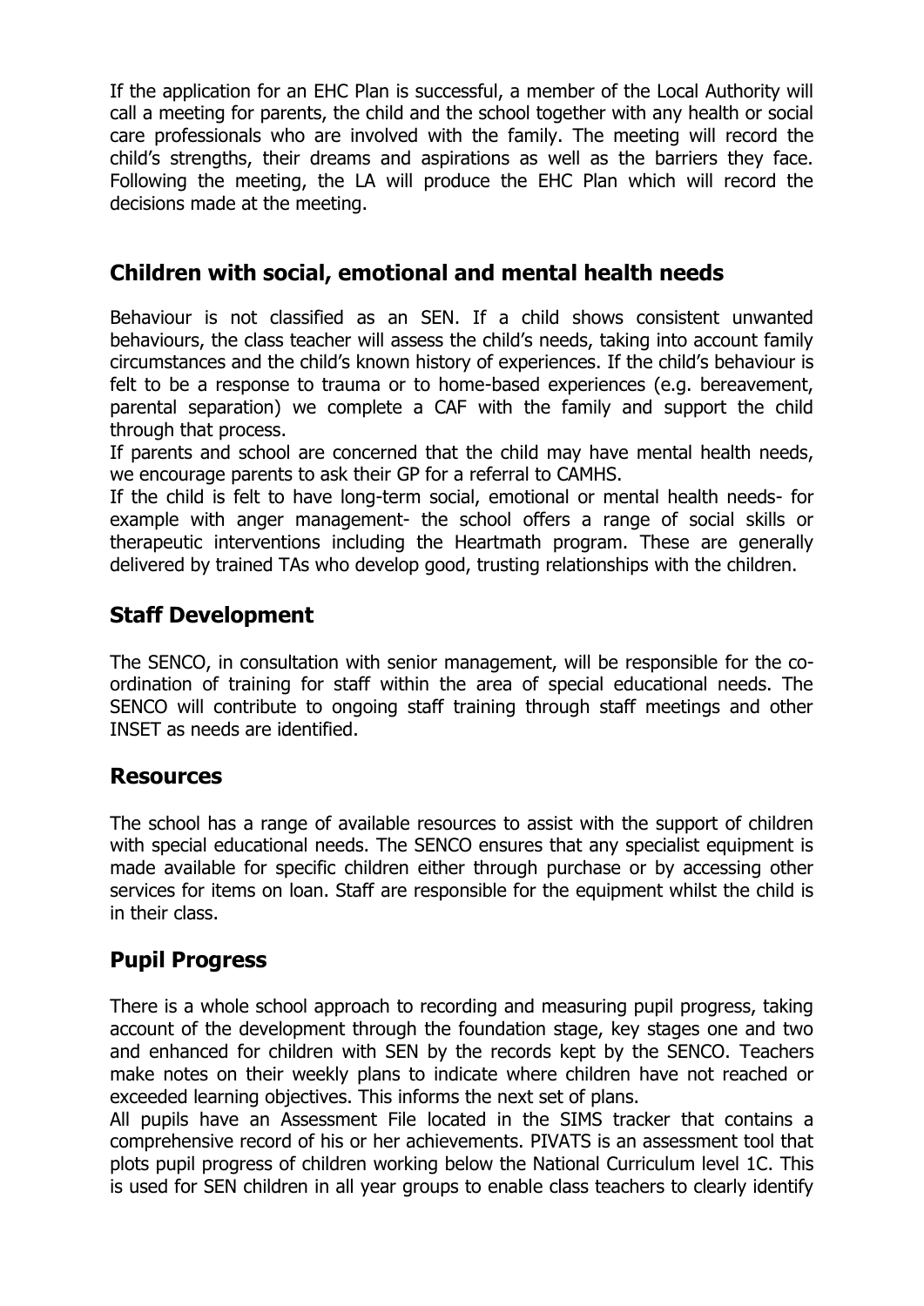If the application for an EHC Plan is successful, a member of the Local Authority will call a meeting for parents, the child and the school together with any health or social care professionals who are involved with the family. The meeting will record the child's strengths, their dreams and aspirations as well as the barriers they face. Following the meeting, the LA will produce the EHC Plan which will record the decisions made at the meeting.

## Children with social, emotional and mental health needs

Behaviour is not classified as an SEN. If a child shows consistent unwanted behaviours, the class teacher will assess the child's needs, taking into account family circumstances and the child's known history of experiences. If the child's behaviour is felt to be a response to trauma or to home-based experiences (e.g. bereavement, parental separation) we complete a CAF with the family and support the child through that process.

If parents and school are concerned that the child may have mental health needs, we encourage parents to ask their GP for a referral to CAMHS.

If the child is felt to have long-term social, emotional or mental health needs- for example with anger management- the school offers a range of social skills or therapeutic interventions including the Heartmath program. These are generally delivered by trained TAs who develop good, trusting relationships with the children.

## Staff Development

The SENCO, in consultation with senior management, will be responsible for the co-ordination of training for staff within the area of special educational needs. The SENCO will contribute to ongoing staff training through staff meetings and other INSET as needs are identified.

## Resources

The school has a range of available resources to assist with the support of children with special educational needs. The SENCO ensures that any specialist equipment is made available for specific children either through purchase or by accessing other services for items on loan. Staff are responsible for the equipment whilst the child is in their class.

## Pupil Progress

There is a whole school approach to recording and measuring pupil progress, taking account of the development through the foundation stage, key stages one and two and enhanced for children with SEN by the records kept by the SENCO. Teachers make notes on their weekly plans to indicate where children have not reached or exceeded learning objectives. This informs the next set of plans.

All pupils have an Assessment File located in the SIMS tracker that contains a comprehensive record of his or her achievements. PIVATS is an assessment tool that plots pupil progress of children working below the National Curriculum level 1C. This is used for SEN children in all year groups to enable class teachers to clearly identify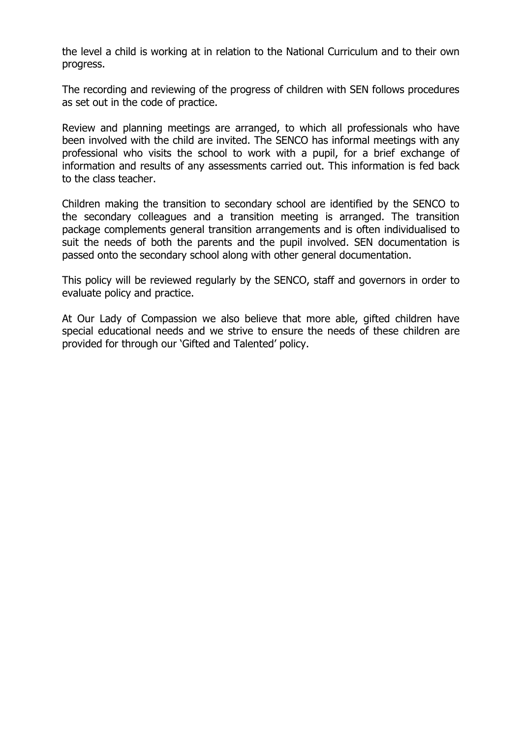the level a child is working at in relation to the National Curriculum and to their own progress.

The recording and reviewing of the progress of children with SEN follows procedures as set out in the code of practice.

Review and planning meetings are arranged, to which all professionals who have been involved with the child are invited. The SENCO has informal meetings with any professional who visits the school to work with a pupil, for a brief exchange of information and results of any assessments carried out. This information is fed back to the class teacher.

Children making the transition to secondary school are identified by the SENCO to the secondary colleagues and a transition meeting is arranged. The transition package complements general transition arrangements and is often individualised to suit the needs of both the parents and the pupil involved. SEN documentation is passed onto the secondary school along with other general documentation.

This policy will be reviewed regularly by the SENCO, staff and governors in order to evaluate policy and practice.

At Our Lady of Compassion we also believe that more able, gifted children have special educational needs and we strive to ensure the needs of these children are provided for through our 'Gifted and Talented' policy.